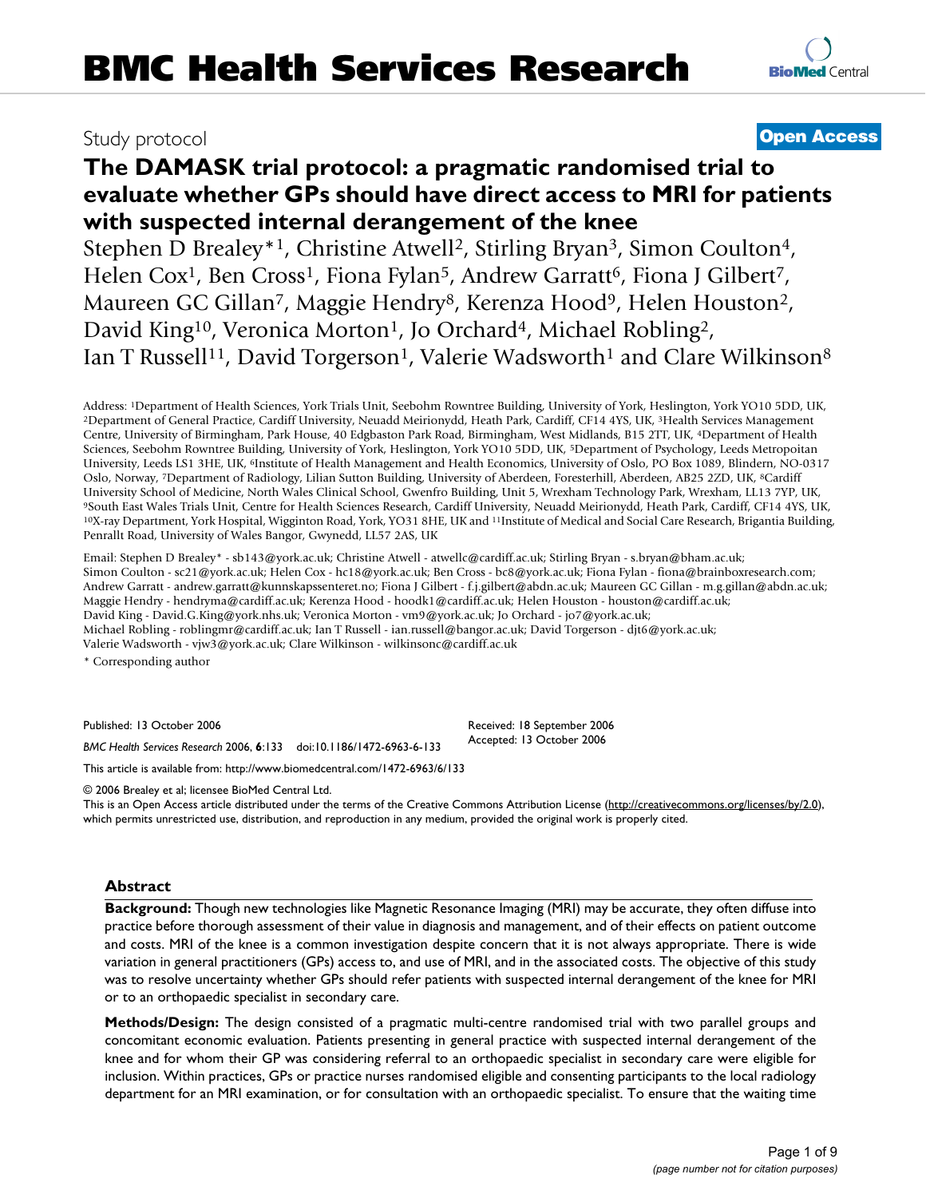BMC Health Services Research

Study protocol

**Open Access**

# The DAMASK trial protocol: a pragmatic randomised trial to evaluate whether GPs should have direct access to MRI for patients with suspected internal derangement of the knee

Stephen D Brealey*[1], Christine Atwell[2], Stirling Bryan[3], Simon Coulton[4], Helen Cox[1], Ben Cross[1], Fiona Fylan[5], Andrew Garratt[6], Fiona J Gilbert[7], Maureen GC Gillan[7], Maggie Hendry[8], Kerenza Hood[9], Helen Houston[2], David King[10], Veronica Morton[1], Jo Orchard[4], Michael Robling[2], Ian T Russell[11], David Torgerson[1], Valerie Wadsworth[1] and Clare Wilkinson[8]

Address: [1]Department of Health Sciences, York Trials Unit, Seebohm Rowntree Building, University of York, Heslington, York YO10 5DD, UK, [2]Department of General Practice, Cardiff University, Neuadd Meirionydd, Heath Park, Cardiff, CF14 4YS, UK, [3]Health Services Management Centre, University of Birmingham, Park House, 40 Edgbaston Park Road, Birmingham, West Midlands, B15 2TT, UK, [4]Department of Health Sciences, Seebohm Rowntree Building, University of York, Heslington, York YO10 5DD, UK, [5]Department of Psychology, Leeds Metropoitan University, Leeds LS1 3HE, UK, [6]Institute of Health Management and Health Economics, University of Oslo, PO Box 1089, Blindern, NO-0317 Oslo, Norway, [7]Department of Radiology, Lilian Sutton Building, University of Aberdeen, Foresterhill, Aberdeen, AB25 2ZD, UK, [8]Cardiff University School of Medicine, North Wales Clinical School, Gwenfro Building, Unit 5, Wrexham Technology Park, Wrexham, LL13 7YP, UK, [9]South East Wales Trials Unit, Centre for Health Sciences Research, Cardiff University, Neuadd Meirionydd, Heath Park, Cardiff, CF14 4YS, UK, [10]X-ray Department, York Hospital, Wigginton Road, York, YO31 8HE, UK and [11]Institute of Medical and Social Care Research, Brigantia Building, Penrallt Road, University of Wales Bangor, Gwynedd, LL57 2AS, UK

Email: Stephen D Brealey* - sb143@york.ac.uk; Christine Atwell - atwellc@cardiff.ac.uk; Stirling Bryan - s.bryan@bham.ac.uk; Simon Coulton - sc21@york.ac.uk; Helen Cox - hc18@york.ac.uk; Ben Cross - bc8@york.ac.uk; Fiona Fylan - fiona@brainboxresearch.com; Andrew Garratt - andrew.garratt@kunnskapssenteret.no; Fiona J Gilbert - f.j.gilbert@abdn.ac.uk; Maureen GC Gillan - m.g.gillan@abdn.ac.uk; Maggie Hendry - hendryma@cardiff.ac.uk; Kerenza Hood - hoodk1@cardiff.ac.uk; Helen Houston - houston@cardiff.ac.uk; David King - David.G.King@york.nhs.uk; Veronica Morton - vm9@york.ac.uk; Jo Orchard - jo7@york.ac.uk; Michael Robling - roblingmr@cardiff.ac.uk; Ian T Russell - ian.russell@bangor.ac.uk; David Torgerson - djt6@york.ac.uk; Valerie Wadsworth - vjw3@york.ac.uk; Clare Wilkinson - wilkinsonc@cardiff.ac.uk

\* Corresponding author

Published: 13 October 2006

*BMC Health Services Research* 2006, **6**:133 doi:10.1186/1472-6963-6-133

Received: 18 September 2006
Accepted: 13 October 2006

This article is available from: http://www.biomedcentral.com/1472-6963/6/133

© 2006 Brealey et al; licensee BioMed Central Ltd.
This is an Open Access article distributed under the terms of the Creative Commons Attribution License (http://creativecommons.org/licenses/by/2.0), which permits unrestricted use, distribution, and reproduction in any medium, provided the original work is properly cited.

## Abstract

**Background:** Though new technologies like Magnetic Resonance Imaging (MRI) may be accurate, they often diffuse into practice before thorough assessment of their value in diagnosis and management, and of their effects on patient outcome and costs. MRI of the knee is a common investigation despite concern that it is not always appropriate. There is wide variation in general practitioners (GPs) access to, and use of MRI, and in the associated costs. The objective of this study was to resolve uncertainty whether GPs should refer patients with suspected internal derangement of the knee for MRI or to an orthopaedic specialist in secondary care.

**Methods/Design:** The design consisted of a pragmatic multi-centre randomised trial with two parallel groups and concomitant economic evaluation. Patients presenting in general practice with suspected internal derangement of the knee and for whom their GP was considering referral to an orthopaedic specialist in secondary care were eligible for inclusion. Within practices, GPs or practice nurses randomised eligible and consenting participants to the local radiology department for an MRI examination, or for consultation with an orthopaedic specialist. To ensure that the waiting time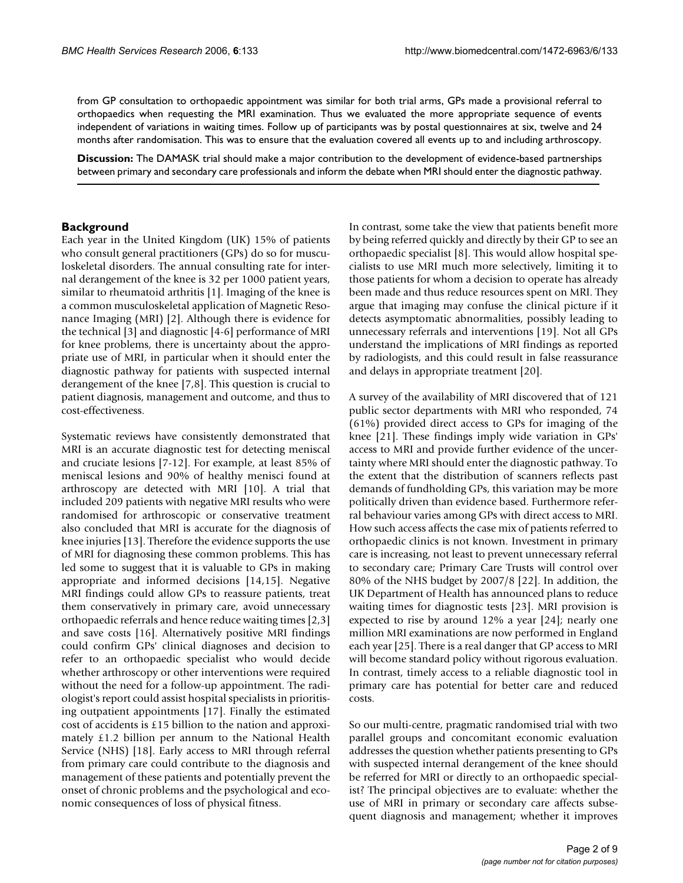from GP consultation to orthopaedic appointment was similar for both trial arms, GPs made a provisional referral to orthopaedics when requesting the MRI examination. Thus we evaluated the more appropriate sequence of events independent of variations in waiting times. Follow up of participants was by postal questionnaires at six, twelve and 24 months after randomisation. This was to ensure that the evaluation covered all events up to and including arthroscopy.

**Discussion:** The DAMASK trial should make a major contribution to the development of evidence-based partnerships between primary and secondary care professionals and inform the debate when MRI should enter the diagnostic pathway.

## Background

Each year in the United Kingdom (UK) 15% of patients who consult general practitioners (GPs) do so for musculoskeletal disorders. The annual consulting rate for internal derangement of the knee is 32 per 1000 patient years, similar to rheumatoid arthritis [1]. Imaging of the knee is a common musculoskeletal application of Magnetic Resonance Imaging (MRI) [2]. Although there is evidence for the technical [3] and diagnostic [4-6] performance of MRI for knee problems, there is uncertainty about the appropriate use of MRI, in particular when it should enter the diagnostic pathway for patients with suspected internal derangement of the knee [7,8]. This question is crucial to patient diagnosis, management and outcome, and thus to cost-effectiveness.

Systematic reviews have consistently demonstrated that MRI is an accurate diagnostic test for detecting meniscal and cruciate lesions [7-12]. For example, at least 85% of meniscal lesions and 90% of healthy menisci found at arthroscopy are detected with MRI [10]. A trial that included 209 patients with negative MRI results who were randomised for arthroscopic or conservative treatment also concluded that MRI is accurate for the diagnosis of knee injuries [13]. Therefore the evidence supports the use of MRI for diagnosing these common problems. This has led some to suggest that it is valuable to GPs in making appropriate and informed decisions [14,15]. Negative MRI findings could allow GPs to reassure patients, treat them conservatively in primary care, avoid unnecessary orthopaedic referrals and hence reduce waiting times [2,3] and save costs [16]. Alternatively positive MRI findings could confirm GPs' clinical diagnoses and decision to refer to an orthopaedic specialist who would decide whether arthroscopy or other interventions were required without the need for a follow-up appointment. The radiologist's report could assist hospital specialists in prioritising outpatient appointments [17]. Finally the estimated cost of accidents is £15 billion to the nation and approximately £1.2 billion per annum to the National Health Service (NHS) [18]. Early access to MRI through referral from primary care could contribute to the diagnosis and management of these patients and potentially prevent the onset of chronic problems and the psychological and economic consequences of loss of physical fitness.

In contrast, some take the view that patients benefit more by being referred quickly and directly by their GP to see an orthopaedic specialist [8]. This would allow hospital specialists to use MRI much more selectively, limiting it to those patients for whom a decision to operate has already been made and thus reduce resources spent on MRI. They argue that imaging may confuse the clinical picture if it detects asymptomatic abnormalities, possibly leading to unnecessary referrals and interventions [19]. Not all GPs understand the implications of MRI findings as reported by radiologists, and this could result in false reassurance and delays in appropriate treatment [20].

A survey of the availability of MRI discovered that of 121 public sector departments with MRI who responded, 74 (61%) provided direct access to GPs for imaging of the knee [21]. These findings imply wide variation in GPs' access to MRI and provide further evidence of the uncertainty where MRI should enter the diagnostic pathway. To the extent that the distribution of scanners reflects past demands of fundholding GPs, this variation may be more politically driven than evidence based. Furthermore referral behaviour varies among GPs with direct access to MRI. How such access affects the case mix of patients referred to orthopaedic clinics is not known. Investment in primary care is increasing, not least to prevent unnecessary referral to secondary care; Primary Care Trusts will control over 80% of the NHS budget by 2007/8 [22]. In addition, the UK Department of Health has announced plans to reduce waiting times for diagnostic tests [23]. MRI provision is expected to rise by around 12% a year [24]; nearly one million MRI examinations are now performed in England each year [25]. There is a real danger that GP access to MRI will become standard policy without rigorous evaluation. In contrast, timely access to a reliable diagnostic tool in primary care has potential for better care and reduced costs.

So our multi-centre, pragmatic randomised trial with two parallel groups and concomitant economic evaluation addresses the question whether patients presenting to GPs with suspected internal derangement of the knee should be referred for MRI or directly to an orthopaedic specialist? The principal objectives are to evaluate: whether the use of MRI in primary or secondary care affects subsequent diagnosis and management; whether it improves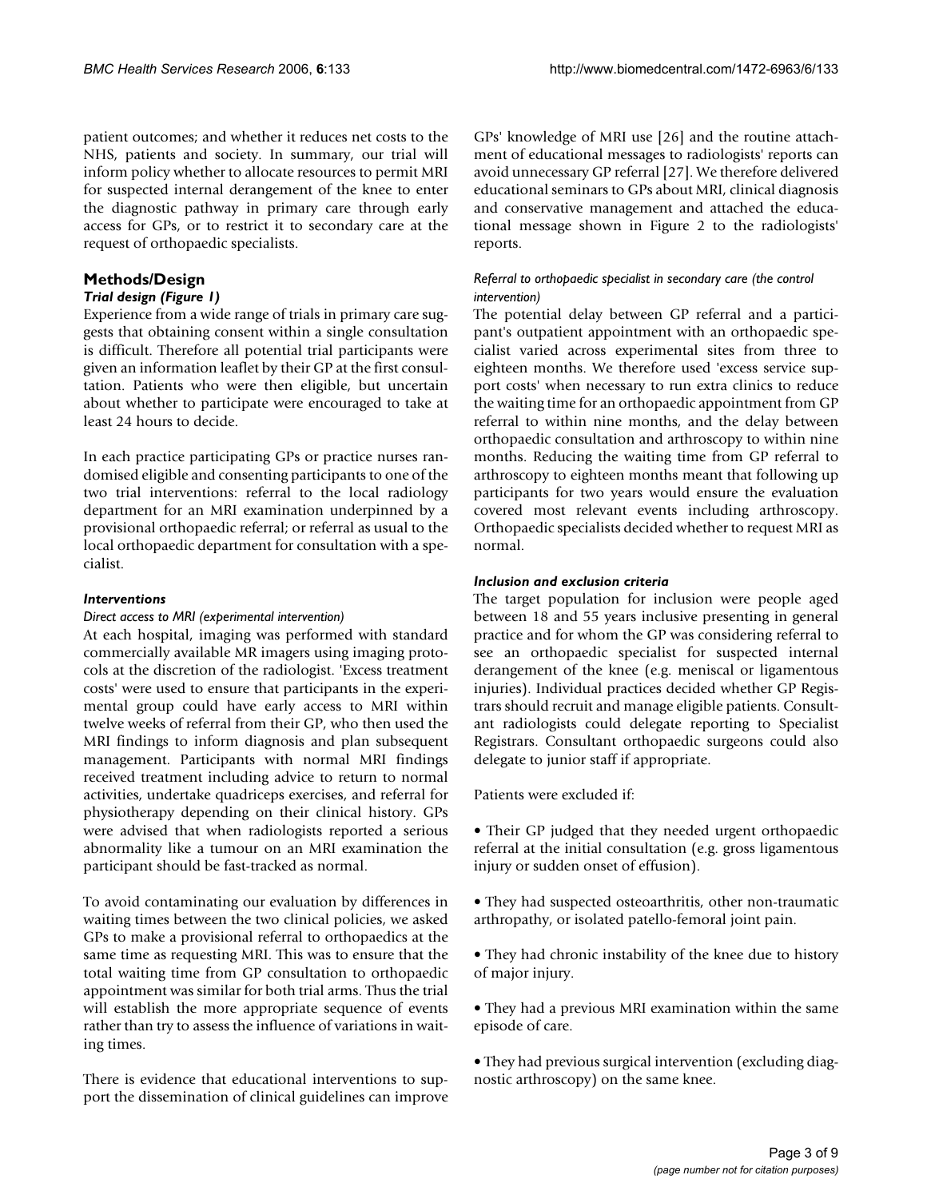patient outcomes; and whether it reduces net costs to the NHS, patients and society. In summary, our trial will inform policy whether to allocate resources to permit MRI for suspected internal derangement of the knee to enter the diagnostic pathway in primary care through early access for GPs, or to restrict it to secondary care at the request of orthopaedic specialists.

## Methods/Design

### *Trial design (Figure 1)*

Experience from a wide range of trials in primary care suggests that obtaining consent within a single consultation is difficult. Therefore all potential trial participants were given an information leaflet by their GP at the first consultation. Patients who were then eligible, but uncertain about whether to participate were encouraged to take at least 24 hours to decide.

In each practice participating GPs or practice nurses randomised eligible and consenting participants to one of the two trial interventions: referral to the local radiology department for an MRI examination underpinned by a provisional orthopaedic referral; or referral as usual to the local orthopaedic department for consultation with a specialist.

### *Interventions*

#### *Direct access to MRI (experimental intervention)*

At each hospital, imaging was performed with standard commercially available MR imagers using imaging protocols at the discretion of the radiologist. 'Excess treatment costs' were used to ensure that participants in the experimental group could have early access to MRI within twelve weeks of referral from their GP, who then used the MRI findings to inform diagnosis and plan subsequent management. Participants with normal MRI findings received treatment including advice to return to normal activities, undertake quadriceps exercises, and referral for physiotherapy depending on their clinical history. GPs were advised that when radiologists reported a serious abnormality like a tumour on an MRI examination the participant should be fast-tracked as normal.

To avoid contaminating our evaluation by differences in waiting times between the two clinical policies, we asked GPs to make a provisional referral to orthopaedics at the same time as requesting MRI. This was to ensure that the total waiting time from GP consultation to orthopaedic appointment was similar for both trial arms. Thus the trial will establish the more appropriate sequence of events rather than try to assess the influence of variations in waiting times.

There is evidence that educational interventions to support the dissemination of clinical guidelines can improve GPs' knowledge of MRI use [26] and the routine attachment of educational messages to radiologists' reports can avoid unnecessary GP referral [27]. We therefore delivered educational seminars to GPs about MRI, clinical diagnosis and conservative management and attached the educational message shown in Figure 2 to the radiologists' reports.

#### *Referral to orthopaedic specialist in secondary care (the control intervention)*

The potential delay between GP referral and a participant's outpatient appointment with an orthopaedic specialist varied across experimental sites from three to eighteen months. We therefore used 'excess service support costs' when necessary to run extra clinics to reduce the waiting time for an orthopaedic appointment from GP referral to within nine months, and the delay between orthopaedic consultation and arthroscopy to within nine months. Reducing the waiting time from GP referral to arthroscopy to eighteen months meant that following up participants for two years would ensure the evaluation covered most relevant events including arthroscopy. Orthopaedic specialists decided whether to request MRI as normal.

### *Inclusion and exclusion criteria*

The target population for inclusion were people aged between 18 and 55 years inclusive presenting in general practice and for whom the GP was considering referral to see an orthopaedic specialist for suspected internal derangement of the knee (e.g. meniscal or ligamentous injuries). Individual practices decided whether GP Registrars should recruit and manage eligible patients. Consultant radiologists could delegate reporting to Specialist Registrars. Consultant orthopaedic surgeons could also delegate to junior staff if appropriate.

Patients were excluded if:

- Their GP judged that they needed urgent orthopaedic referral at the initial consultation (e.g. gross ligamentous injury or sudden onset of effusion).
- They had suspected osteoarthritis, other non-traumatic arthropathy, or isolated patello-femoral joint pain.
- They had chronic instability of the knee due to history of major injury.
- They had a previous MRI examination within the same episode of care.
- They had previous surgical intervention (excluding diagnostic arthroscopy) on the same knee.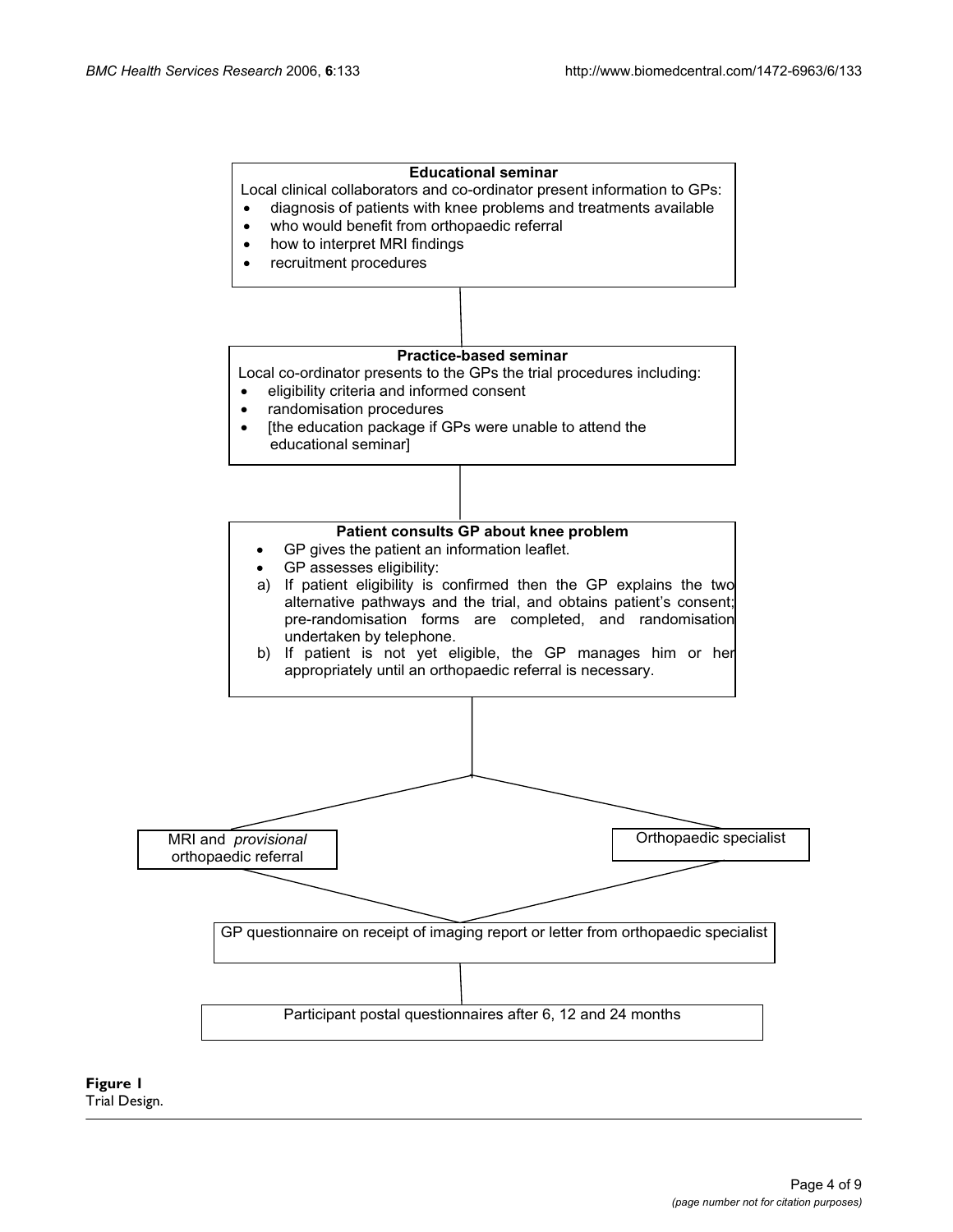**Educational seminar**

Local clinical collaborators and co-ordinator present information to GPs:

- diagnosis of patients with knee problems and treatments available
- who would benefit from orthopaedic referral
- how to interpret MRI findings
- recruitment procedures

**Practice-based seminar**

Local co-ordinator presents to the GPs the trial procedures including:

- eligibility criteria and informed consent
- randomisation procedures
- [the education package if GPs were unable to attend the educational seminar]

**Patient consults GP about knee problem**

- GP gives the patient an information leaflet.
- GP assesses eligibility:

a) If patient eligibility is confirmed then the GP explains the two alternative pathways and the trial, and obtains patient's consent; pre-randomisation forms are completed, and randomisation undertaken by telephone.

b) If patient is not yet eligible, the GP manages him or her appropriately until an orthopaedic referral is necessary.

MRI and *provisional* orthopaedic referral

Orthopaedic specialist

GP questionnaire on receipt of imaging report or letter from orthopaedic specialist

Participant postal questionnaires after 6, 12 and 24 months

**Figure 1**
Trial Design.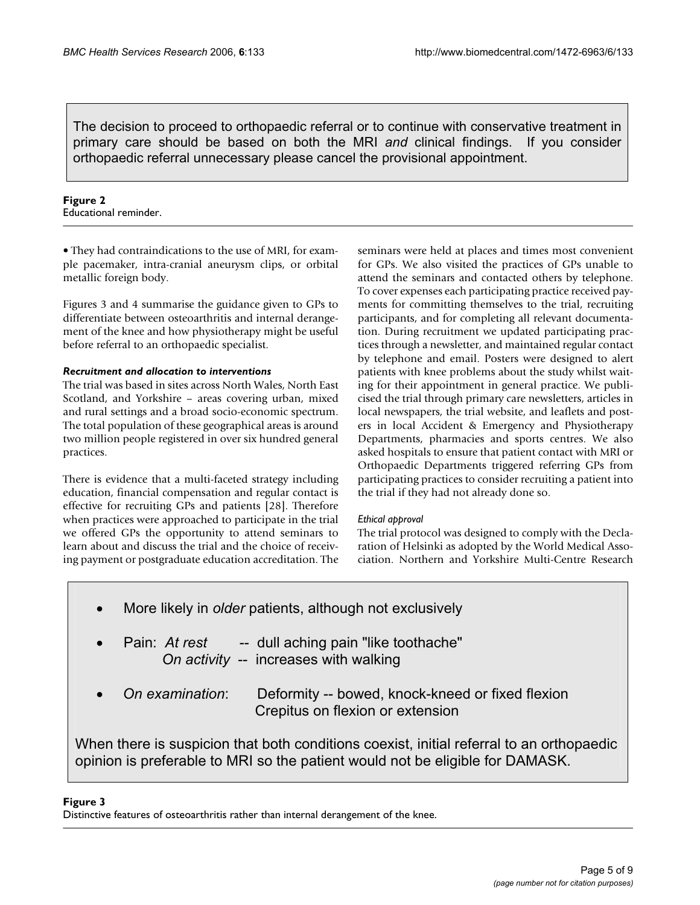The decision to proceed to orthopaedic referral or to continue with conservative treatment in primary care should be based on both the MRI *and* clinical findings. If you consider orthopaedic referral unnecessary please cancel the provisional appointment.

**Figure 2**
Educational reminder.

- They had contraindications to the use of MRI, for example pacemaker, intra-cranial aneurysm clips, or orbital metallic foreign body.

Figures 3 and 4 summarise the guidance given to GPs to differentiate between osteoarthritis and internal derangement of the knee and how physiotherapy might be useful before referral to an orthopaedic specialist.

### *Recruitment and allocation to interventions*

The trial was based in sites across North Wales, North East Scotland, and Yorkshire – areas covering urban, mixed and rural settings and a broad socio-economic spectrum. The total population of these geographical areas is around two million people registered in over six hundred general practices.

There is evidence that a multi-faceted strategy including education, financial compensation and regular contact is effective for recruiting GPs and patients [28]. Therefore when practices were approached to participate in the trial we offered GPs the opportunity to attend seminars to learn about and discuss the trial and the choice of receiving payment or postgraduate education accreditation. The seminars were held at places and times most convenient for GPs. We also visited the practices of GPs unable to attend the seminars and contacted others by telephone. To cover expenses each participating practice received payments for committing themselves to the trial, recruiting participants, and for completing all relevant documentation. During recruitment we updated participating practices through a newsletter, and maintained regular contact by telephone and email. Posters were designed to alert patients with knee problems about the study whilst waiting for their appointment in general practice. We publicised the trial through primary care newsletters, articles in local newspapers, the trial website, and leaflets and posters in local Accident & Emergency and Physiotherapy Departments, pharmacies and sports centres. We also asked hospitals to ensure that patient contact with MRI or Orthopaedic Departments triggered referring GPs from participating practices to consider recruiting a patient into the trial if they had not already done so.

#### *Ethical approval*

The trial protocol was designed to comply with the Declaration of Helsinki as adopted by the World Medical Association. Northern and Yorkshire Multi-Centre Research

- More likely in *older* patients, although not exclusively
- Pain: *At rest* -- dull aching pain "like toothache"
  *On activity* -- increases with walking
- *On examination*: Deformity -- bowed, knock-kneed or fixed flexion
  Crepitus on flexion or extension

When there is suspicion that both conditions coexist, initial referral to an orthopaedic opinion is preferable to MRI so the patient would not be eligible for DAMASK.

**Figure 3**
Distinctive features of osteoarthritis rather than internal derangement of the knee.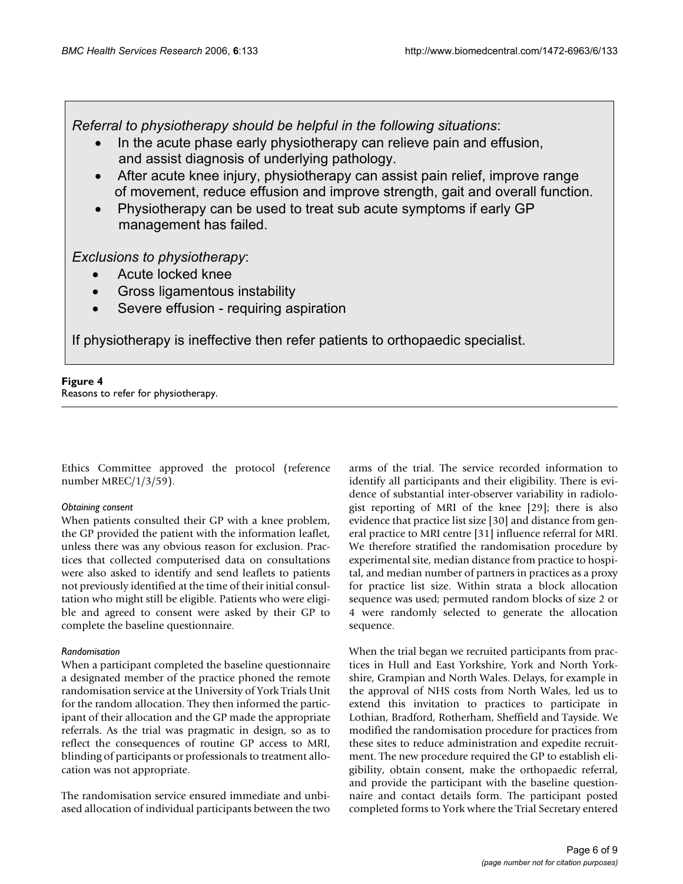*Referral to physiotherapy should be helpful in the following situations*:

- In the acute phase early physiotherapy can relieve pain and effusion, and assist diagnosis of underlying pathology.
- After acute knee injury, physiotherapy can assist pain relief, improve range of movement, reduce effusion and improve strength, gait and overall function.
- Physiotherapy can be used to treat sub acute symptoms if early GP management has failed.

*Exclusions to physiotherapy*:

- Acute locked knee
- Gross ligamentous instability
- Severe effusion - requiring aspiration

If physiotherapy is ineffective then refer patients to orthopaedic specialist.

**Figure 4**
Reasons to refer for physiotherapy.

Ethics Committee approved the protocol (reference number MREC/1/3/59).

*Obtaining consent*

When patients consulted their GP with a knee problem, the GP provided the patient with the information leaflet, unless there was any obvious reason for exclusion. Practices that collected computerised data on consultations were also asked to identify and send leaflets to patients not previously identified at the time of their initial consultation who might still be eligible. Patients who were eligible and agreed to consent were asked by their GP to complete the baseline questionnaire.

*Randomisation*

When a participant completed the baseline questionnaire a designated member of the practice phoned the remote randomisation service at the University of York Trials Unit for the random allocation. They then informed the participant of their allocation and the GP made the appropriate referrals. As the trial was pragmatic in design, so as to reflect the consequences of routine GP access to MRI, blinding of participants or professionals to treatment allocation was not appropriate.

The randomisation service ensured immediate and unbiased allocation of individual participants between the two arms of the trial. The service recorded information to identify all participants and their eligibility. There is evidence of substantial inter-observer variability in radiologist reporting of MRI of the knee [29]; there is also evidence that practice list size [30] and distance from general practice to MRI centre [31] influence referral for MRI. We therefore stratified the randomisation procedure by experimental site, median distance from practice to hospital, and median number of partners in practices as a proxy for practice list size. Within strata a block allocation sequence was used; permuted random blocks of size 2 or 4 were randomly selected to generate the allocation sequence.

When the trial began we recruited participants from practices in Hull and East Yorkshire, York and North Yorkshire, Grampian and North Wales. Delays, for example in the approval of NHS costs from North Wales, led us to extend this invitation to practices to participate in Lothian, Bradford, Rotherham, Sheffield and Tayside. We modified the randomisation procedure for practices from these sites to reduce administration and expedite recruitment. The new procedure required the GP to establish eligibility, obtain consent, make the orthopaedic referral, and provide the participant with the baseline questionnaire and contact details form. The participant posted completed forms to York where the Trial Secretary entered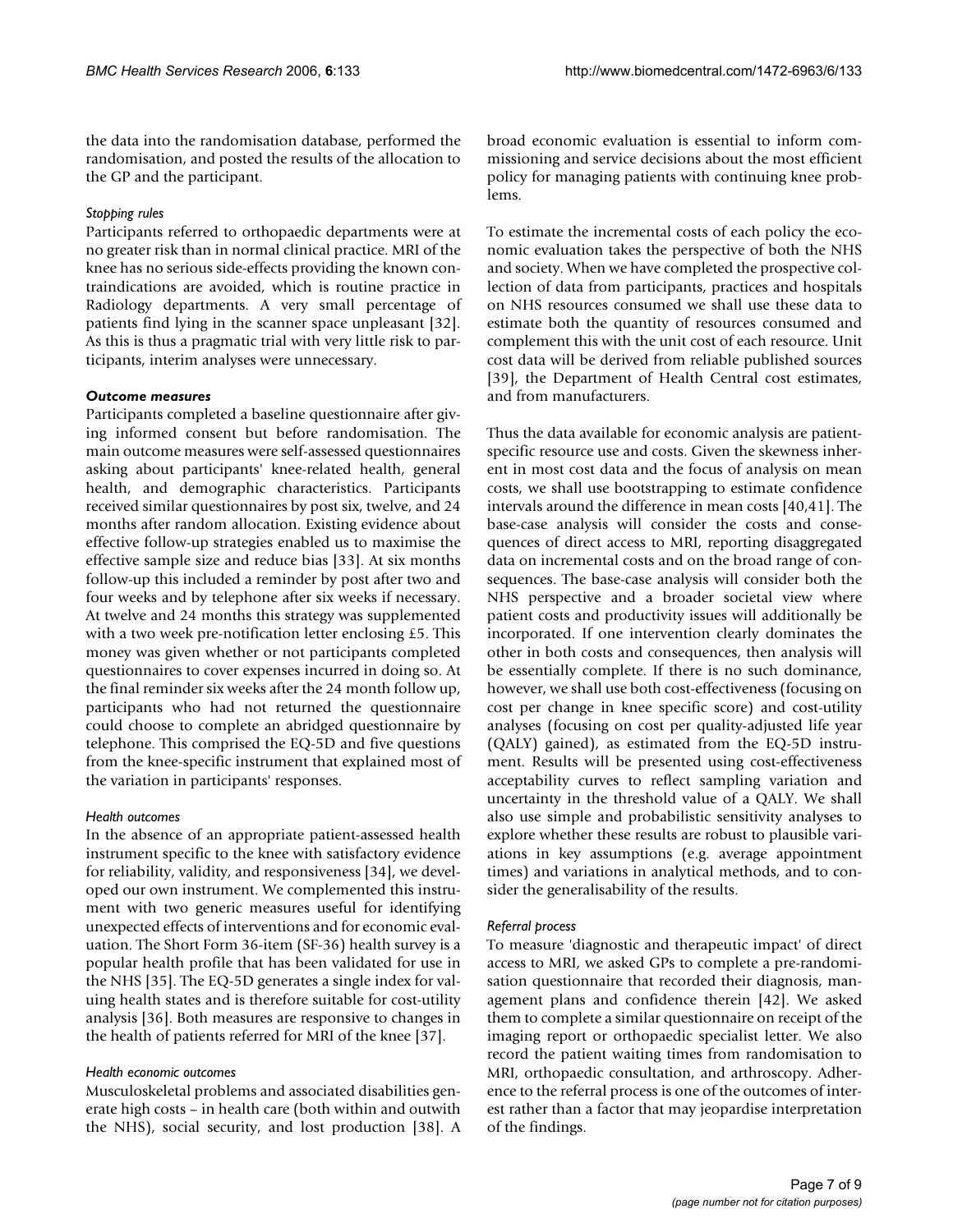the data into the randomisation database, performed the randomisation, and posted the results of the allocation to the GP and the participant.

#### *Stopping rules*

Participants referred to orthopaedic departments were at no greater risk than in normal clinical practice. MRI of the knee has no serious side-effects providing the known contraindications are avoided, which is routine practice in Radiology departments. A very small percentage of patients find lying in the scanner space unpleasant [32]. As this is thus a pragmatic trial with very little risk to participants, interim analyses were unnecessary.

### *Outcome measures*

Participants completed a baseline questionnaire after giving informed consent but before randomisation. The main outcome measures were self-assessed questionnaires asking about participants' knee-related health, general health, and demographic characteristics. Participants received similar questionnaires by post six, twelve, and 24 months after random allocation. Existing evidence about effective follow-up strategies enabled us to maximise the effective sample size and reduce bias [33]. At six months follow-up this included a reminder by post after two and four weeks and by telephone after six weeks if necessary. At twelve and 24 months this strategy was supplemented with a two week pre-notification letter enclosing £5. This money was given whether or not participants completed questionnaires to cover expenses incurred in doing so. At the final reminder six weeks after the 24 month follow up, participants who had not returned the questionnaire could choose to complete an abridged questionnaire by telephone. This comprised the EQ-5D and five questions from the knee-specific instrument that explained most of the variation in participants' responses.

#### *Health outcomes*

In the absence of an appropriate patient-assessed health instrument specific to the knee with satisfactory evidence for reliability, validity, and responsiveness [34], we developed our own instrument. We complemented this instrument with two generic measures useful for identifying unexpected effects of interventions and for economic evaluation. The Short Form 36-item (SF-36) health survey is a popular health profile that has been validated for use in the NHS [35]. The EQ-5D generates a single index for valuing health states and is therefore suitable for cost-utility analysis [36]. Both measures are responsive to changes in the health of patients referred for MRI of the knee [37].

#### *Health economic outcomes*

Musculoskeletal problems and associated disabilities generate high costs – in health care (both within and outwith the NHS), social security, and lost production [38]. A broad economic evaluation is essential to inform commissioning and service decisions about the most efficient policy for managing patients with continuing knee problems.

To estimate the incremental costs of each policy the economic evaluation takes the perspective of both the NHS and society. When we have completed the prospective collection of data from participants, practices and hospitals on NHS resources consumed we shall use these data to estimate both the quantity of resources consumed and complement this with the unit cost of each resource. Unit cost data will be derived from reliable published sources [39], the Department of Health Central cost estimates, and from manufacturers.

Thus the data available for economic analysis are patient-specific resource use and costs. Given the skewness inherent in most cost data and the focus of analysis on mean costs, we shall use bootstrapping to estimate confidence intervals around the difference in mean costs [40,41]. The base-case analysis will consider the costs and consequences of direct access to MRI, reporting disaggregated data on incremental costs and on the broad range of consequences. The base-case analysis will consider both the NHS perspective and a broader societal view where patient costs and productivity issues will additionally be incorporated. If one intervention clearly dominates the other in both costs and consequences, then analysis will be essentially complete. If there is no such dominance, however, we shall use both cost-effectiveness (focusing on cost per change in knee specific score) and cost-utility analyses (focusing on cost per quality-adjusted life year (QALY) gained), as estimated from the EQ-5D instrument. Results will be presented using cost-effectiveness acceptability curves to reflect sampling variation and uncertainty in the threshold value of a QALY. We shall also use simple and probabilistic sensitivity analyses to explore whether these results are robust to plausible variations in key assumptions (e.g. average appointment times) and variations in analytical methods, and to consider the generalisability of the results.

#### *Referral process*

To measure 'diagnostic and therapeutic impact' of direct access to MRI, we asked GPs to complete a pre-randomisation questionnaire that recorded their diagnosis, management plans and confidence therein [42]. We asked them to complete a similar questionnaire on receipt of the imaging report or orthopaedic specialist letter. We also record the patient waiting times from randomisation to MRI, orthopaedic consultation, and arthroscopy. Adherence to the referral process is one of the outcomes of interest rather than a factor that may jeopardise interpretation of the findings.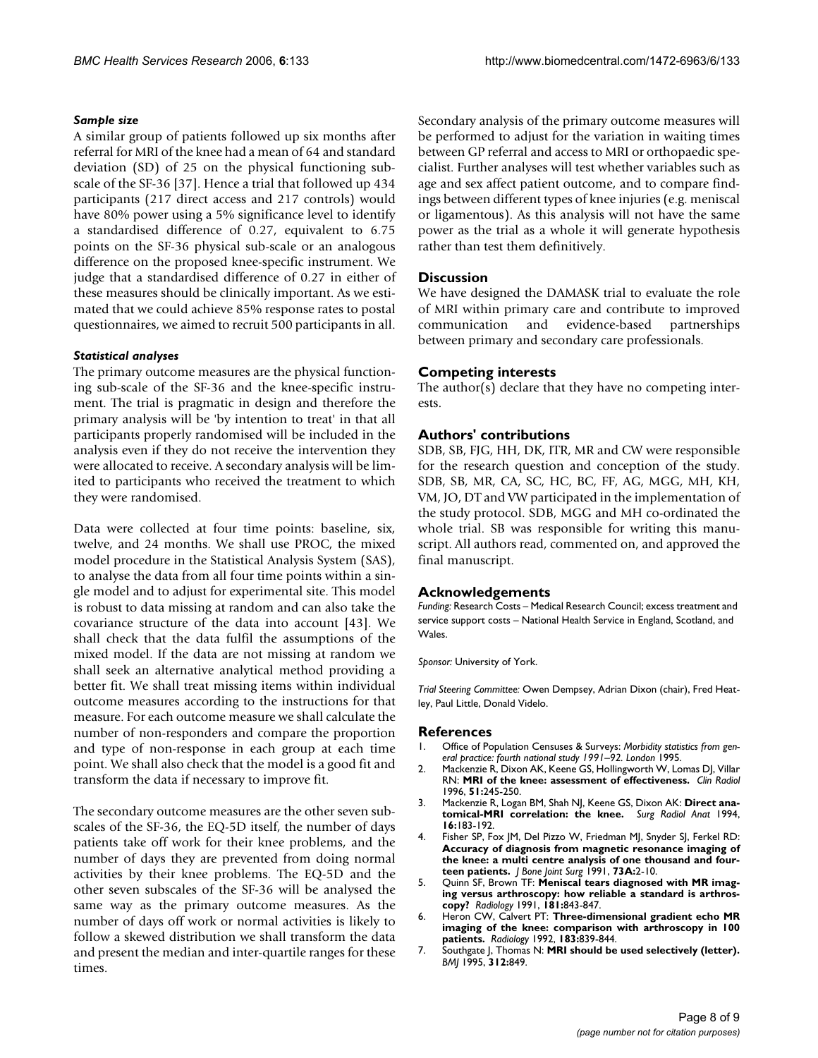### *Sample size*

A similar group of patients followed up six months after referral for MRI of the knee had a mean of 64 and standard deviation (SD) of 25 on the physical functioning sub-scale of the SF-36 [37]. Hence a trial that followed up 434 participants (217 direct access and 217 controls) would have 80% power using a 5% significance level to identify a standardised difference of 0.27, equivalent to 6.75 points on the SF-36 physical sub-scale or an analogous difference on the proposed knee-specific instrument. We judge that a standardised difference of 0.27 in either of these measures should be clinically important. As we estimated that we could achieve 85% response rates to postal questionnaires, we aimed to recruit 500 participants in all.

### *Statistical analyses*

The primary outcome measures are the physical functioning sub-scale of the SF-36 and the knee-specific instrument. The trial is pragmatic in design and therefore the primary analysis will be 'by intention to treat' in that all participants properly randomised will be included in the analysis even if they do not receive the intervention they were allocated to receive. A secondary analysis will be limited to participants who received the treatment to which they were randomised.

Data were collected at four time points: baseline, six, twelve, and 24 months. We shall use PROC, the mixed model procedure in the Statistical Analysis System (SAS), to analyse the data from all four time points within a single model and to adjust for experimental site. This model is robust to data missing at random and can also take the covariance structure of the data into account [43]. We shall check that the data fulfil the assumptions of the mixed model. If the data are not missing at random we shall seek an alternative analytical method providing a better fit. We shall treat missing items within individual outcome measures according to the instructions for that measure. For each outcome measure we shall calculate the number of non-responders and compare the proportion and type of non-response in each group at each time point. We shall also check that the model is a good fit and transform the data if necessary to improve fit.

The secondary outcome measures are the other seven sub-scales of the SF-36, the EQ-5D itself, the number of days patients take off work for their knee problems, and the number of days they are prevented from doing normal activities by their knee problems. The EQ-5D and the other seven subscales of the SF-36 will be analysed the same way as the primary outcome measures. As the number of days off work or normal activities is likely to follow a skewed distribution we shall transform the data and present the median and inter-quartile ranges for these times.

Secondary analysis of the primary outcome measures will be performed to adjust for the variation in waiting times between GP referral and access to MRI or orthopaedic specialist. Further analyses will test whether variables such as age and sex affect patient outcome, and to compare findings between different types of knee injuries (e.g. meniscal or ligamentous). As this analysis will not have the same power as the trial as a whole it will generate hypothesis rather than test them definitively.

## Discussion

We have designed the DAMASK trial to evaluate the role of MRI within primary care and contribute to improved communication and evidence-based partnerships between primary and secondary care professionals.

## Competing interests

The author(s) declare that they have no competing interests.

## Authors' contributions

SDB, SB, FJG, HH, DK, ITR, MR and CW were responsible for the research question and conception of the study. SDB, SB, MR, CA, SC, HC, BC, FF, AG, MGG, MH, KH, VM, JO, DT and VW participated in the implementation of the study protocol. SDB, MGG and MH co-ordinated the whole trial. SB was responsible for writing this manuscript. All authors read, commented on, and approved the final manuscript.

## Acknowledgements

*Funding:* Research Costs – Medical Research Council; excess treatment and service support costs – National Health Service in England, Scotland, and Wales.

*Sponsor:* University of York.

*Trial Steering Committee:* Owen Dempsey, Adrian Dixon (chair), Fred Heatley, Paul Little, Donald Videlo.

## References

1. Office of Population Censuses & Surveys: *Morbidity statistics from general practice: fourth national study 1991–92. London* 1995.
2. Mackenzie R, Dixon AK, Keene GS, Hollingworth W, Lomas DJ, Villar RN: **MRI of the knee: assessment of effectiveness.** *Clin Radiol* 1996, **51:**245-250.
3. Mackenzie R, Logan BM, Shah NJ, Keene GS, Dixon AK: **Direct anatomical-MRI correlation: the knee.** *Surg Radiol Anat* 1994, **16:**183-192.
4. Fisher SP, Fox JM, Del Pizzo W, Friedman MJ, Snyder SJ, Ferkel RD: **Accuracy of diagnosis from magnetic resonance imaging of the knee: a multi centre analysis of one thousand and fourteen patients.** *J Bone Joint Surg* 1991, **73A:**2-10.
5. Quinn SF, Brown TF: **Meniscal tears diagnosed with MR imaging versus arthroscopy: how reliable a standard is arthroscopy?** *Radiology* 1991, **181:**843-847.
6. Heron CW, Calvert PT: **Three-dimensional gradient echo MR imaging of the knee: comparison with arthroscopy in 100 patients.** *Radiology* 1992, **183:**839-844.
7. Southgate J, Thomas N: **MRI should be used selectively (letter).** *BMJ* 1995, **312:**849.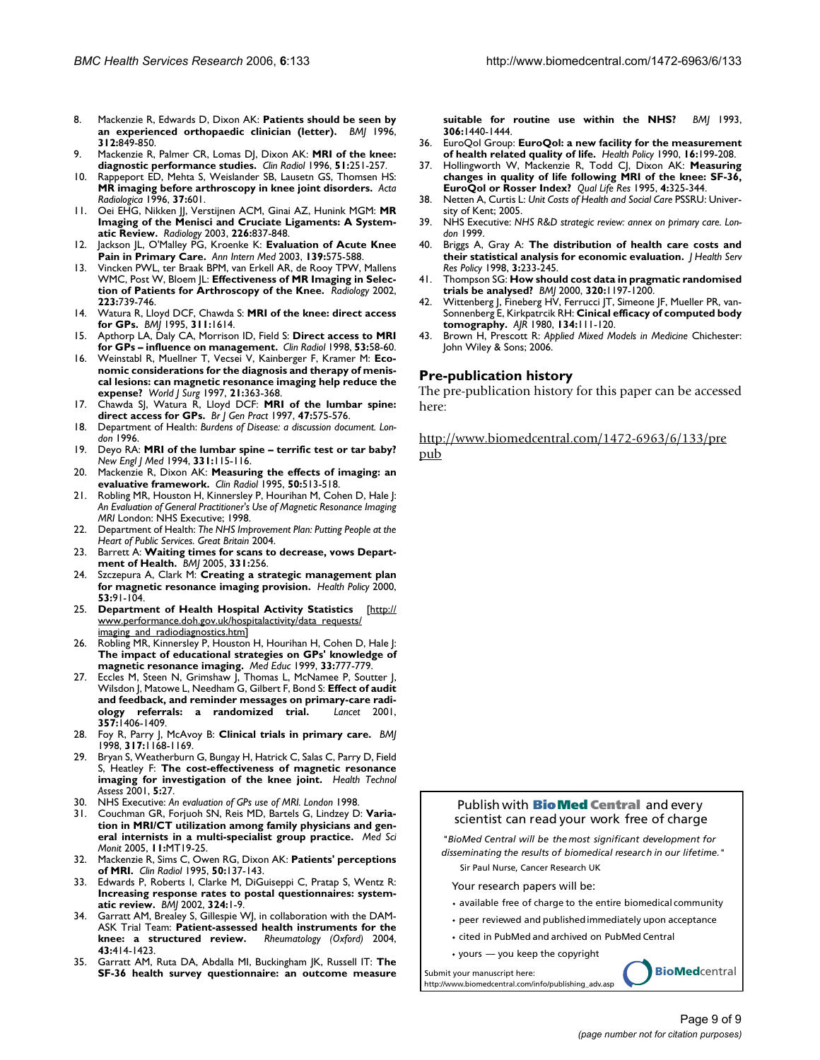8. Mackenzie R, Edwards D, Dixon AK: **Patients should be seen by an experienced orthopaedic clinician (letter).** *BMJ* 1996, **312:**849-850.
9. Mackenzie R, Palmer CR, Lomas DJ, Dixon AK: **MRI of the knee: diagnostic performance studies.** *Clin Radiol* 1996, **51:**251-257.
10. Rappeport ED, Mehta S, Weislander SB, Lausetn GS, Thomsen HS: **MR imaging before arthroscopy in knee joint disorders.** *Acta Radiologica* 1996, **37:**601.
11. Oei EHG, Nikken JJ, Verstijnen ACM, Ginai AZ, Hunink MGM: **MR Imaging of the Menisci and Cruciate Ligaments: A Systematic Review.** *Radiology* 2003, **226:**837-848.
12. Jackson JL, O'Malley PG, Kroenke K: **Evaluation of Acute Knee Pain in Primary Care.** *Ann Intern Med* 2003, **139:**575-588.
13. Vincken PWL, ter Braak BPM, van Erkell AR, de Rooy TPW, Mallens WMC, Post W, Bloem JL: **Effectiveness of MR Imaging in Selection of Patients for Arthroscopy of the Knee.** *Radiology* 2002, **223:**739-746.
14. Watura R, Lloyd DCF, Chawda S: **MRI of the knee: direct access for GPs.** *BMJ* 1995, **311:**1614.
15. Apthorp LA, Daly CA, Morrison ID, Field S: **Direct access to MRI for GPs – influence on management.** *Clin Radiol* 1998, **53:**58-60.
16. Weinstabl R, Muellner T, Vecsei V, Kainberger F, Kramer M: **Economic considerations for the diagnosis and therapy of meniscal lesions: can magnetic resonance imaging help reduce the expense?** *World J Surg* 1997, **21:**363-368.
17. Chawda SJ, Watura R, Lloyd DCF: **MRI of the lumbar spine: direct access for GPs.** *Br J Gen Pract* 1997, **47:**575-576.
18. Department of Health: *Burdens of Disease: a discussion document. London* 1996.
19. Deyo RA: **MRI of the lumbar spine – terrific test or tar baby?** *New Engl J Med* 1994, **331:**115-116.
20. Mackenzie R, Dixon AK: **Measuring the effects of imaging: an evaluative framework.** *Clin Radiol* 1995, **50:**513-518.
21. Robling MR, Houston H, Kinnersley P, Hourihan M, Cohen D, Hale J: *An Evaluation of General Practitioner's Use of Magnetic Resonance Imaging MRI* London: NHS Executive; 1998.
22. Department of Health: *The NHS Improvement Plan: Putting People at the Heart of Public Services. Great Britain* 2004.
23. Barrett A: **Waiting times for scans to decrease, vows Department of Health.** *BMJ* 2005, **331:**256.
24. Szczepura A, Clark M: **Creating a strategic management plan for magnetic resonance imaging provision.** *Health Policy* 2000, **53:**91-104.
25. **Department of Health Hospital Activity Statistics** [http://www.performance.doh.gov.uk/hospitalactivity/data_requests/imaging_and_radiodiagnostics.htm]
26. Robling MR, Kinnersley P, Houston H, Hourihan H, Cohen D, Hale J: **The impact of educational strategies on GPs' knowledge of magnetic resonance imaging.** *Med Educ* 1999, **33:**777-779.
27. Eccles M, Steen N, Grimshaw J, Thomas L, McNamee P, Soutter J, Wilsdon J, Matowe L, Needham G, Gilbert F, Bond S: **Effect of audit and feedback, and reminder messages on primary-care radiology referrals: a randomized trial.** *Lancet* 2001, **357:**1406-1409.
28. Foy R, Parry J, McAvoy B: **Clinical trials in primary care.** *BMJ* 1998, **317:**1168-1169.
29. Bryan S, Weatherburn G, Bungay H, Hatrick C, Salas C, Parry D, Field S, Heatley F: **The cost-effectiveness of magnetic resonance imaging for investigation of the knee joint.** *Health Technol Assess* 2001, **5:**27.
30. NHS Executive: *An evaluation of GPs use of MRI. London* 1998.
31. Couchman GR, Forjuoh SN, Reis MD, Bartels G, Lindzey D: **Variation in MRI/CT utilization among family physicians and general internists in a multi-specialist group practice.** *Med Sci Monit* 2005, **11:**MT19-25.
32. Mackenzie R, Sims C, Owen RG, Dixon AK: **Patients' perceptions of MRI.** *Clin Radiol* 1995, **50:**137-143.
33. Edwards P, Roberts I, Clarke M, DiGuiseppi C, Pratap S, Wentz R: **Increasing response rates to postal questionnaires: systematic review.** *BMJ* 2002, **324:**1-9.
34. Garratt AM, Brealey S, Gillespie WJ, in collaboration with the DAMASK Trial Team: **Patient-assessed health instruments for the knee: a structured review.** *Rheumatology (Oxford)* 2004, **43:**414-1423.
35. Garratt AM, Ruta DA, Abdalla MI, Buckingham JK, Russell IT: **The SF-36 health survey questionnaire: an outcome measure suitable for routine use within the NHS?** *BMJ* 1993, **306:**1440-1444.
36. EuroQol Group: **EuroQol: a new facility for the measurement of health related quality of life.** *Health Policy* 1990, **16:**199-208.
37. Hollingworth W, Mackenzie R, Todd CJ, Dixon AK: **Measuring changes in quality of life following MRI of the knee: SF-36, EuroQol or Rosser Index?** *Qual Life Res* 1995, **4:**325-344.
38. Netten A, Curtis L: *Unit Costs of Health and Social Care* PSSRU: University of Kent; 2005.
39. NHS Executive: *NHS R&D strategic review: annex on primary care. London* 1999.
40. Briggs A, Gray A: **The distribution of health care costs and their statistical analysis for economic evaluation.** *J Health Serv Res Policy* 1998, **3:**233-245.
41. Thompson SG: **How should cost data in pragmatic randomised trials be analysed?** *BMJ* 2000, **320:**1197-1200.
42. Wittenberg J, Fineberg HV, Ferrucci JT, Simeone JF, Mueller PR, vanSonnenberg E, Kirkpatrick RH: **Cinical efficacy of computed body tomography.** *AJR* 1980, **134:**111-120.
43. Brown H, Prescott R: *Applied Mixed Models in Medicine* Chichester: John Wiley & Sons; 2006.

## Pre-publication history

The pre-publication history for this paper can be accessed here:

http://www.biomedcentral.com/1472-6963/6/133/prepub

Publish with **BioMed Central** and every scientist can read your work free of charge

*"BioMed Central will be the most significant development for disseminating the results of biomedical research in our lifetime."*
Sir Paul Nurse, Cancer Research UK

Your research papers will be:

- available free of charge to the entire biomedical community
- peer reviewed and published immediately upon acceptance
- cited in PubMed and archived on PubMed Central
- yours — you keep the copyright

Submit your manuscript here:
http://www.biomedcentral.com/info/publishing_adv.asp

BioMedcentral